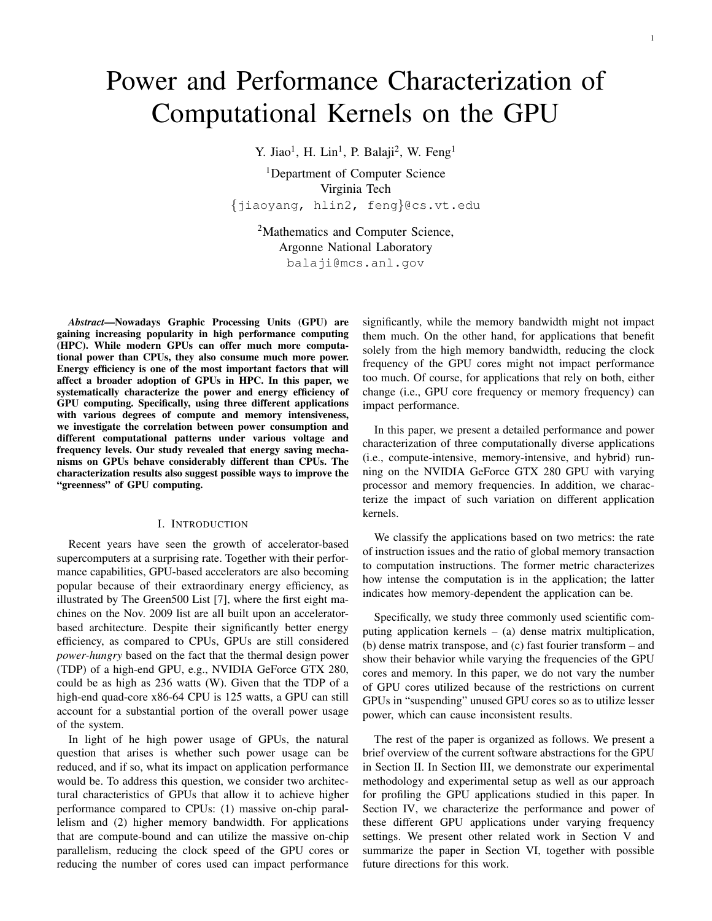# Power and Performance Characterization of Computational Kernels on the GPU

Y. Jiao[1], H. Lin[1], P. Balaji[2], W. Feng[1]

[1]Department of Computer Science
Virginia Tech
{jiaoyang, hlin2, feng}@cs.vt.edu

[2]Mathematics and Computer Science,
Argonne National Laboratory
balaji@mcs.anl.gov

***Abstract*—Nowadays Graphic Processing Units (GPU) are gaining increasing popularity in high performance computing (HPC). While modern GPUs can offer much more computational power than CPUs, they also consume much more power. Energy efficiency is one of the most important factors that will affect a broader adoption of GPUs in HPC. In this paper, we systematically characterize the power and energy efficiency of GPU computing. Specifically, using three different applications with various degrees of compute and memory intensiveness, we investigate the correlation between power consumption and different computational patterns under various voltage and frequency levels. Our study revealed that energy saving mechanisms on GPUs behave considerably different than CPUs. The characterization results also suggest possible ways to improve the "greenness" of GPU computing.**

## I. Introduction

Recent years have seen the growth of accelerator-based supercomputers at a surprising rate. Together with their performance capabilities, GPU-based accelerators are also becoming popular because of their extraordinary energy efficiency, as illustrated by The Green500 List [7], where the first eight machines on the Nov. 2009 list are all built upon an accelerator-based architecture. Despite their significantly better energy efficiency, as compared to CPUs, GPUs are still considered *power-hungry* based on the fact that the thermal design power (TDP) of a high-end GPU, e.g., NVIDIA GeForce GTX 280, could be as high as 236 watts (W). Given that the TDP of a high-end quad-core x86-64 CPU is 125 watts, a GPU can still account for a substantial portion of the overall power usage of the system.

In light of he high power usage of GPUs, the natural question that arises is whether such power usage can be reduced, and if so, what its impact on application performance would be. To address this question, we consider two architectural characteristics of GPUs that allow it to achieve higher performance compared to CPUs: (1) massive on-chip parallelism and (2) higher memory bandwidth. For applications that are compute-bound and can utilize the massive on-chip parallelism, reducing the clock speed of the GPU cores or reducing the number of cores used can impact performance significantly, while the memory bandwidth might not impact them much. On the other hand, for applications that benefit solely from the high memory bandwidth, reducing the clock frequency of the GPU cores might not impact performance too much. Of course, for applications that rely on both, either change (i.e., GPU core frequency or memory frequency) can impact performance.

In this paper, we present a detailed performance and power characterization of three computationally diverse applications (i.e., compute-intensive, memory-intensive, and hybrid) running on the NVIDIA GeForce GTX 280 GPU with varying processor and memory frequencies. In addition, we characterize the impact of such variation on different application kernels.

We classify the applications based on two metrics: the rate of instruction issues and the ratio of global memory transaction to computation instructions. The former metric characterizes how intense the computation is in the application; the latter indicates how memory-dependent the application can be.

Specifically, we study three commonly used scientific computing application kernels – (a) dense matrix multiplication, (b) dense matrix transpose, and (c) fast fourier transform – and show their behavior while varying the frequencies of the GPU cores and memory. In this paper, we do not vary the number of GPU cores utilized because of the restrictions on current GPUs in "suspending" unused GPU cores so as to utilize lesser power, which can cause inconsistent results.

The rest of the paper is organized as follows. We present a brief overview of the current software abstractions for the GPU in Section II. In Section III, we demonstrate our experimental methodology and experimental setup as well as our approach for profiling the GPU applications studied in this paper. In Section IV, we characterize the performance and power of these different GPU applications under varying frequency settings. We present other related work in Section V and summarize the paper in Section VI, together with possible future directions for this work.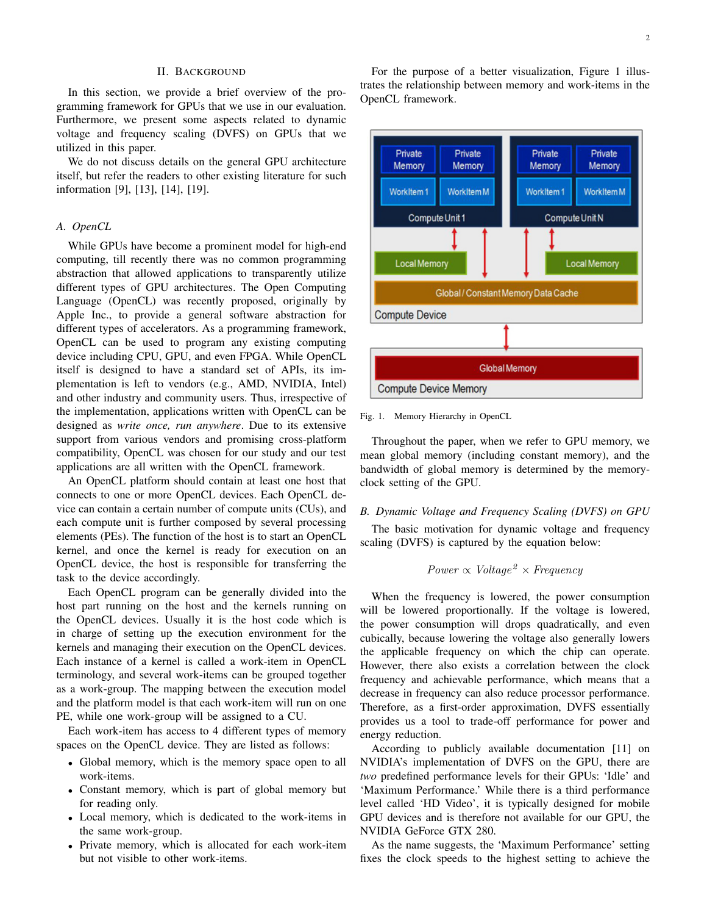## II. Background

In this section, we provide a brief overview of the programming framework for GPUs that we use in our evaluation. Furthermore, we present some aspects related to dynamic voltage and frequency scaling (DVFS) on GPUs that we utilized in this paper.

We do not discuss details on the general GPU architecture itself, but refer the readers to other existing literature for such information [9], [13], [14], [19].

### A. OpenCL

While GPUs have become a prominent model for high-end computing, till recently there was no common programming abstraction that allowed applications to transparently utilize different types of GPU architectures. The Open Computing Language (OpenCL) was recently proposed, originally by Apple Inc., to provide a general software abstraction for different types of accelerators. As a programming framework, OpenCL can be used to program any existing computing device including CPU, GPU, and even FPGA. While OpenCL itself is designed to have a standard set of APIs, its implementation is left to vendors (e.g., AMD, NVIDIA, Intel) and other industry and community users. Thus, irrespective of the implementation, applications written with OpenCL can be designed as *write once, run anywhere*. Due to its extensive support from various vendors and promising cross-platform compatibility, OpenCL was chosen for our study and our test applications are all written with the OpenCL framework.

An OpenCL platform should contain at least one host that connects to one or more OpenCL devices. Each OpenCL device can contain a certain number of compute units (CUs), and each compute unit is further composed by several processing elements (PEs). The function of the host is to start an OpenCL kernel, and once the kernel is ready for execution on an OpenCL device, the host is responsible for transferring the task to the device accordingly.

Each OpenCL program can be generally divided into the host part running on the host and the kernels running on the OpenCL devices. Usually it is the host code which is in charge of setting up the execution environment for the kernels and managing their execution on the OpenCL devices. Each instance of a kernel is called a work-item in OpenCL terminology, and several work-items can be grouped together as a work-group. The mapping between the execution model and the platform model is that each work-item will run on one PE, while one work-group will be assigned to a CU.

Each work-item has access to 4 different types of memory spaces on the OpenCL device. They are listed as follows:

- Global memory, which is the memory space open to all work-items.
- Constant memory, which is part of global memory but for reading only.
- Local memory, which is dedicated to the work-items in the same work-group.
- Private memory, which is allocated for each work-item but not visible to other work-items.

For the purpose of a better visualization, Figure 1 illustrates the relationship between memory and work-items in the OpenCL framework.

Fig. 1. Memory Hierarchy in OpenCL

Throughout the paper, when we refer to GPU memory, we mean global memory (including constant memory), and the bandwidth of global memory is determined by the memory-clock setting of the GPU.

### B. Dynamic Voltage and Frequency Scaling (DVFS) on GPU

The basic motivation for dynamic voltage and frequency scaling (DVFS) is captured by the equation below:

$$Power \propto Voltage^2 \times Frequency$$

When the frequency is lowered, the power consumption will be lowered proportionally. If the voltage is lowered, the power consumption will drops quadratically, and even cubically, because lowering the voltage also generally lowers the applicable frequency on which the chip can operate. However, there also exists a correlation between the clock frequency and achievable performance, which means that a decrease in frequency can also reduce processor performance. Therefore, as a first-order approximation, DVFS essentially provides us a tool to trade-off performance for power and energy reduction.

According to publicly available documentation [11] on NVIDIA's implementation of DVFS on the GPU, there are *two* predefined performance levels for their GPUs: 'Idle' and 'Maximum Performance.' While there is a third performance level called 'HD Video', it is typically designed for mobile GPU devices and is therefore not available for our GPU, the NVIDIA GeForce GTX 280.

As the name suggests, the 'Maximum Performance' setting fixes the clock speeds to the highest setting to achieve the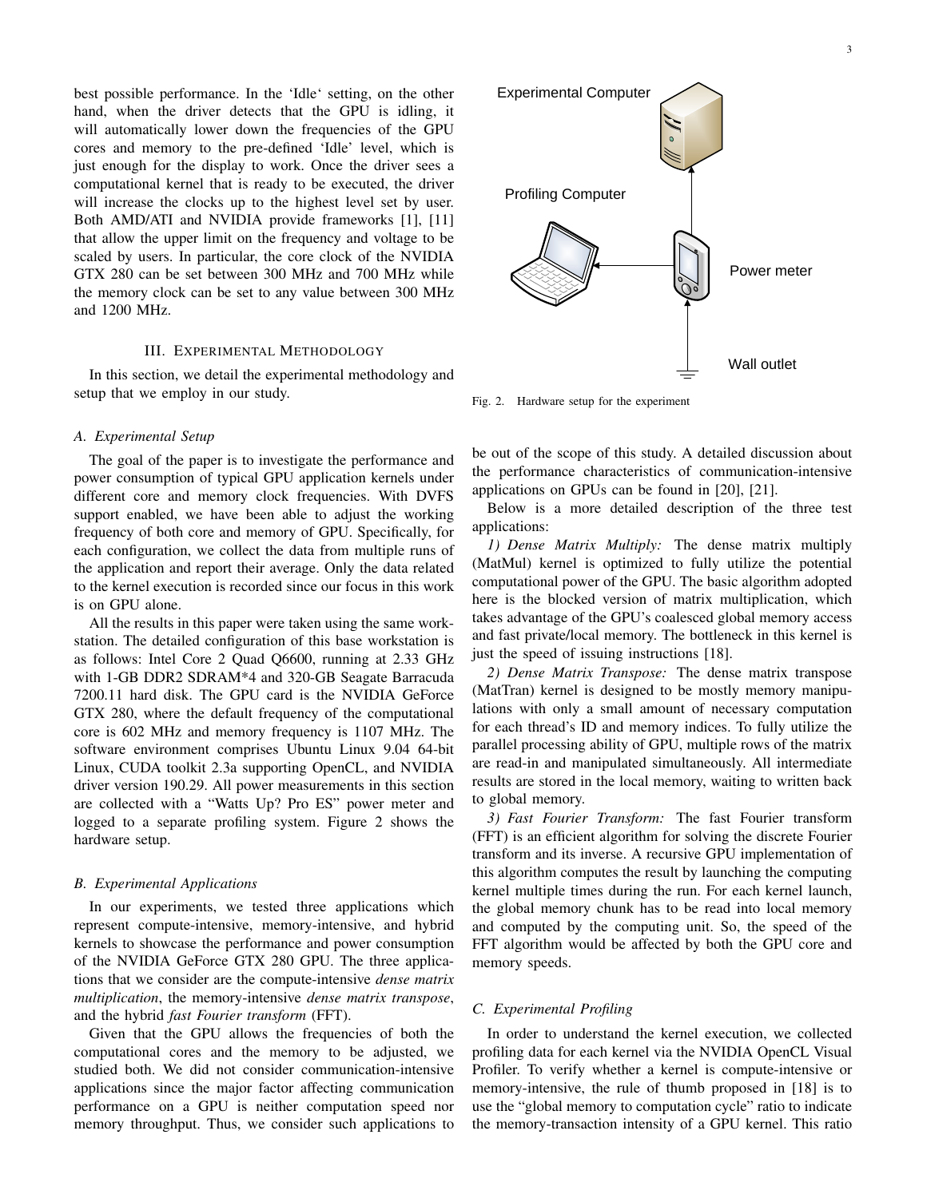best possible performance. In the 'Idle' setting, on the other hand, when the driver detects that the GPU is idling, it will automatically lower down the frequencies of the GPU cores and memory to the pre-defined 'Idle' level, which is just enough for the display to work. Once the driver sees a computational kernel that is ready to be executed, the driver will increase the clocks up to the highest level set by user. Both AMD/ATI and NVIDIA provide frameworks [1], [11] that allow the upper limit on the frequency and voltage to be scaled by users. In particular, the core clock of the NVIDIA GTX 280 can be set between 300 MHz and 700 MHz while the memory clock can be set to any value between 300 MHz and 1200 MHz.

## III. Experimental Methodology

In this section, we detail the experimental methodology and setup that we employ in our study.

### A. Experimental Setup

The goal of the paper is to investigate the performance and power consumption of typical GPU application kernels under different core and memory clock frequencies. With DVFS support enabled, we have been able to adjust the working frequency of both core and memory of GPU. Specifically, for each configuration, we collect the data from multiple runs of the application and report their average. Only the data related to the kernel execution is recorded since our focus in this work is on GPU alone.

All the results in this paper were taken using the same workstation. The detailed configuration of this base workstation is as follows: Intel Core 2 Quad Q6600, running at 2.33 GHz with 1-GB DDR2 SDRAM*4 and 320-GB Seagate Barracuda 7200.11 hard disk. The GPU card is the NVIDIA GeForce GTX 280, where the default frequency of the computational core is 602 MHz and memory frequency is 1107 MHz. The software environment comprises Ubuntu Linux 9.04 64-bit Linux, CUDA toolkit 2.3a supporting OpenCL, and NVIDIA driver version 190.29. All power measurements in this section are collected with a "Watts Up? Pro ES" power meter and logged to a separate profiling system. Figure 2 shows the hardware setup.

Experimental Computer

Profiling Computer

Power meter

Wall outlet

Fig. 2. Hardware setup for the experiment

### B. Experimental Applications

In our experiments, we tested three applications which represent compute-intensive, memory-intensive, and hybrid kernels to showcase the performance and power consumption of the NVIDIA GeForce GTX 280 GPU. The three applications that we consider are the compute-intensive *dense matrix multiplication*, the memory-intensive *dense matrix transpose*, and the hybrid *fast Fourier transform* (FFT).

Given that the GPU allows the frequencies of both the computational cores and the memory to be adjusted, we studied both. We did not consider communication-intensive applications since the major factor affecting communication performance on a GPU is neither computation speed nor memory throughput. Thus, we consider such applications to be out of the scope of this study. A detailed discussion about the performance characteristics of communication-intensive applications on GPUs can be found in [20], [21].

Below is a more detailed description of the three test applications:

*1) Dense Matrix Multiply:* The dense matrix multiply (MatMul) kernel is optimized to fully utilize the potential computational power of the GPU. The basic algorithm adopted here is the blocked version of matrix multiplication, which takes advantage of the GPU's coalesced global memory access and fast private/local memory. The bottleneck in this kernel is just the speed of issuing instructions [18].

*2) Dense Matrix Transpose:* The dense matrix transpose (MatTran) kernel is designed to be mostly memory manipulations with only a small amount of necessary computation for each thread's ID and memory indices. To fully utilize the parallel processing ability of GPU, multiple rows of the matrix are read-in and manipulated simultaneously. All intermediate results are stored in the local memory, waiting to written back to global memory.

*3) Fast Fourier Transform:* The fast Fourier transform (FFT) is an efficient algorithm for solving the discrete Fourier transform and its inverse. A recursive GPU implementation of this algorithm computes the result by launching the computing kernel multiple times during the run. For each kernel launch, the global memory chunk has to be read into local memory and computed by the computing unit. So, the speed of the FFT algorithm would be affected by both the GPU core and memory speeds.

### C. Experimental Profiling

In order to understand the kernel execution, we collected profiling data for each kernel via the NVIDIA OpenCL Visual Profiler. To verify whether a kernel is compute-intensive or memory-intensive, the rule of thumb proposed in [18] is to use the "global memory to computation cycle" ratio to indicate the memory-transaction intensity of a GPU kernel. This ratio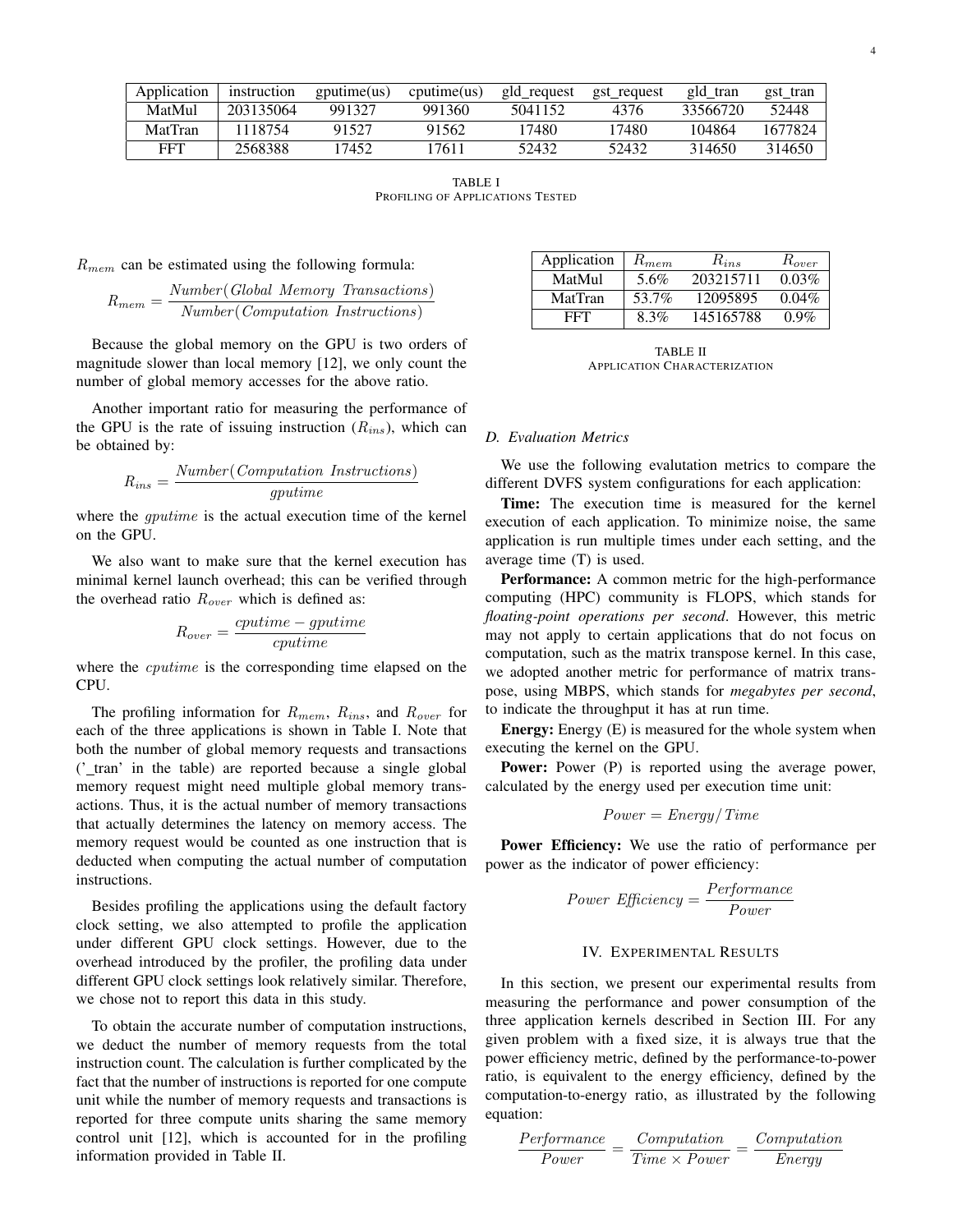| Application | instruction | gputime(us) | cputime(us) | gld_request | gst_request | gld_tran | gst_tran |
|---|---|---|---|---|---|---|---|
| MatMul | 203135064 | 991327 | 991360 | 5041152 | 4376 | 33566720 | 52448 |
| MatTran | 1118754 | 91527 | 91562 | 17480 | 17480 | 104864 | 1677824 |
| FFT | 2568388 | 17452 | 17611 | 52432 | 52432 | 314650 | 314650 |

TABLE I
PROFILING OF APPLICATIONS TESTED

$R_{mem}$ can be estimated using the following formula:

$$R_{mem} = \frac{Number(Global\ Memory\ Transactions)}{Number(Computation\ Instructions)}$$

Because the global memory on the GPU is two orders of magnitude slower than local memory [12], we only count the number of global memory accesses for the above ratio.

Another important ratio for measuring the performance of the GPU is the rate of issuing instruction ($R_{ins}$), which can be obtained by:

$$R_{ins} = \frac{Number(Computation\ Instructions)}{gputime}$$

where the $gputime$ is the actual execution time of the kernel on the GPU.

We also want to make sure that the kernel execution has minimal kernel launch overhead; this can be verified through the overhead ratio $R_{over}$ which is defined as:

$$R_{over} = \frac{cputime - gputime}{cputime}$$

where the $cputime$ is the corresponding time elapsed on the CPU.

The profiling information for $R_{mem}$, $R_{ins}$, and $R_{over}$ for each of the three applications is shown in Table I. Note that both the number of global memory requests and transactions ('_tran' in the table) are reported because a single global memory request might need multiple global memory transactions. Thus, it is the actual number of memory transactions that actually determines the latency on memory access. The memory request would be counted as one instruction that is deducted when computing the actual number of computation instructions.

Besides profiling the applications using the default factory clock setting, we also attempted to profile the application under different GPU clock settings. However, due to the overhead introduced by the profiler, the profiling data under different GPU clock settings look relatively similar. Therefore, we chose not to report this data in this study.

To obtain the accurate number of computation instructions, we deduct the number of memory requests from the total instruction count. The calculation is further complicated by the fact that the number of instructions is reported for one compute unit while the number of memory requests and transactions is reported for three compute units sharing the same memory control unit [12], which is accounted for in the profiling information provided in Table II.

| Application | $R_{mem}$ | $R_{ins}$ | $R_{over}$ |
|---|---|---|---|
| MatMul | 5.6% | 203215711 | 0.03% |
| MatTran | 53.7% | 12095895 | 0.04% |
| FFT | 8.3% | 145165788 | 0.9% |

TABLE II
APPLICATION CHARACTERIZATION

### D. Evaluation Metrics

We use the following evalutation metrics to compare the different DVFS system configurations for each application:

**Time:** The execution time is measured for the kernel execution of each application. To minimize noise, the same application is run multiple times under each setting, and the average time (T) is used.

**Performance:** A common metric for the high-performance computing (HPC) community is FLOPS, which stands for *floating-point operations per second*. However, this metric may not apply to certain applications that do not focus on computation, such as the matrix transpose kernel. In this case, we adopted another metric for performance of matrix transpose, using MBPS, which stands for *megabytes per second*, to indicate the throughput it has at run time.

**Energy:** Energy (E) is measured for the whole system when executing the kernel on the GPU.

**Power:** Power (P) is reported using the average power, calculated by the energy used per execution time unit:

$$Power = Energy/Time$$

**Power Efficiency:** We use the ratio of performance per power as the indicator of power efficiency:

$$Power\ Efficiency = \frac{Performance}{Power}$$

## IV. EXPERIMENTAL RESULTS

In this section, we present our experimental results from measuring the performance and power consumption of the three application kernels described in Section III. For any given problem with a fixed size, it is always true that the power efficiency metric, defined by the performance-to-power ratio, is equivalent to the energy efficiency, defined by the computation-to-energy ratio, as illustrated by the following equation:

$$\frac{Performance}{Power} = \frac{Computation}{Time \times Power} = \frac{Computation}{Energy}$$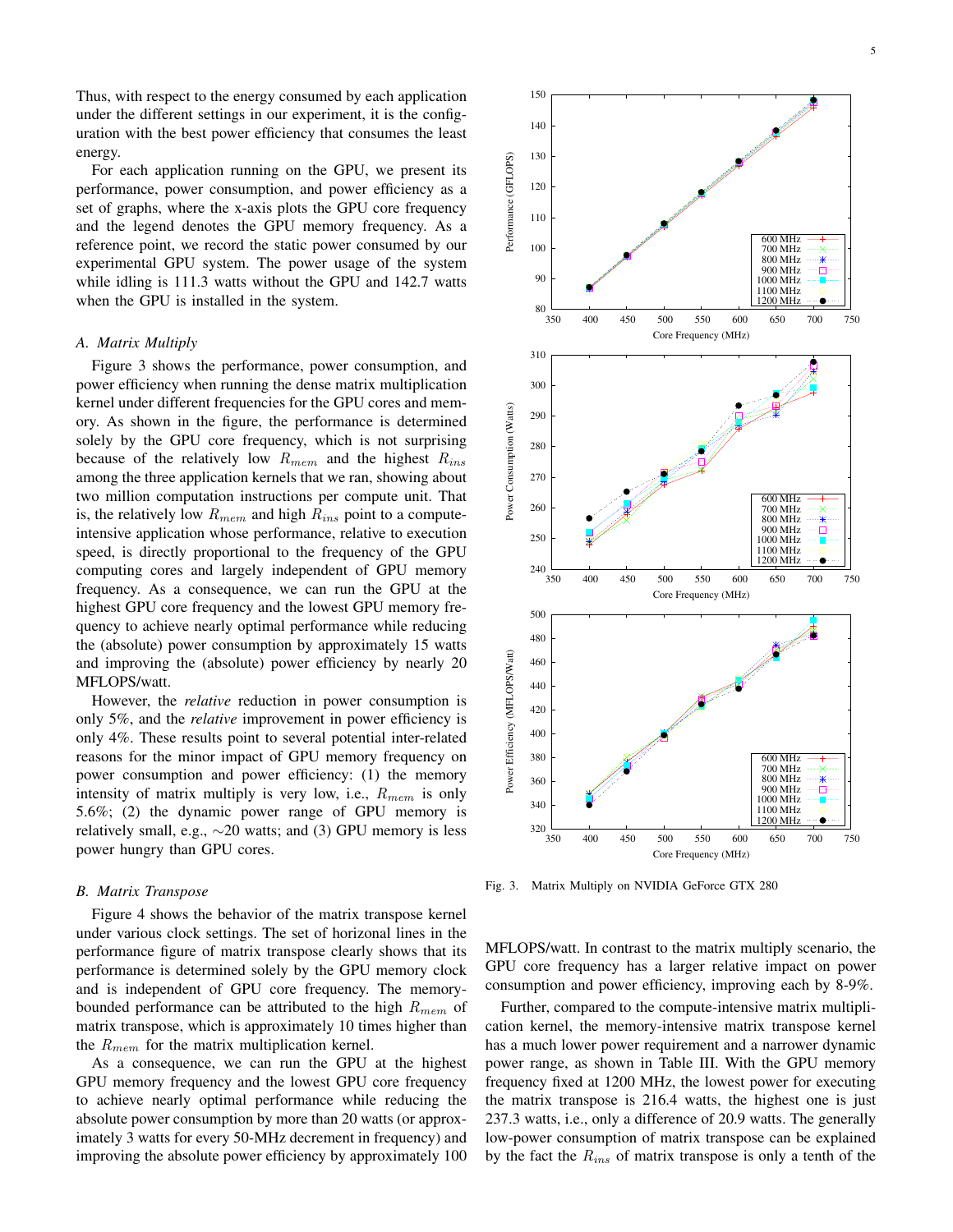Thus, with respect to the energy consumed by each application under the different settings in our experiment, it is the configuration with the best power efficiency that consumes the least energy.

For each application running on the GPU, we present its performance, power consumption, and power efficiency as a set of graphs, where the x-axis plots the GPU core frequency and the legend denotes the GPU memory frequency. As a reference point, we record the static power consumed by our experimental GPU system. The power usage of the system while idling is 111.3 watts without the GPU and 142.7 watts when the GPU is installed in the system.

### A. Matrix Multiply

Figure 3 shows the performance, power consumption, and power efficiency when running the dense matrix multiplication kernel under different frequencies for the GPU cores and memory. As shown in the figure, the performance is determined solely by the GPU core frequency, which is not surprising because of the relatively low $R_{mem}$ and the highest $R_{ins}$ among the three application kernels that we ran, showing about two million computation instructions per compute unit. That is, the relatively low $R_{mem}$ and high $R_{ins}$ point to a compute-intensive application whose performance, relative to execution speed, is directly proportional to the frequency of the GPU computing cores and largely independent of GPU memory frequency. As a consequence, we can run the GPU at the highest GPU core frequency and the lowest GPU memory frequency to achieve nearly optimal performance while reducing the (absolute) power consumption by approximately 15 watts and improving the (absolute) power efficiency by nearly 20 MFLOPS/watt.

However, the *relative* reduction in power consumption is only 5%, and the *relative* improvement in power efficiency is only 4%. These results point to several potential inter-related reasons for the minor impact of GPU memory frequency on power consumption and power efficiency: (1) the memory intensity of matrix multiply is very low, i.e., $R_{mem}$ is only 5.6%; (2) the dynamic power range of GPU memory is relatively small, e.g., $\sim$20 watts; and (3) GPU memory is less power hungry than GPU cores.

### B. Matrix Transpose

Figure 4 shows the behavior of the matrix transpose kernel under various clock settings. The set of horizonal lines in the performance figure of matrix transpose clearly shows that its performance is determined solely by the GPU memory clock and is independent of GPU core frequency. The memory-bounded performance can be attributed to the high $R_{mem}$ of matrix transpose, which is approximately 10 times higher than the $R_{mem}$ for the matrix multiplication kernel.

As a consequence, we can run the GPU at the highest GPU memory frequency and the lowest GPU core frequency to achieve nearly optimal performance while reducing the absolute power consumption by more than 20 watts (or approximately 3 watts for every 50-MHz decrement in frequency) and improving the absolute power efficiency by approximately 100 MFLOPS/watt. In contrast to the matrix multiply scenario, the GPU core frequency has a larger relative impact on power consumption and power efficiency, improving each by 8-9%.

Further, compared to the compute-intensive matrix multiplication kernel, the memory-intensive matrix transpose kernel has a much lower power requirement and a narrower dynamic power range, as shown in Table III. With the GPU memory frequency fixed at 1200 MHz, the lowest power for executing the matrix transpose is 216.4 watts, the highest one is just 237.3 watts, i.e., only a difference of 20.9 watts. The generally low-power consumption of matrix transpose can be explained by the fact the $R_{ins}$ of matrix transpose is only a tenth of the

Fig. 3. Matrix Multiply on NVIDIA GeForce GTX 280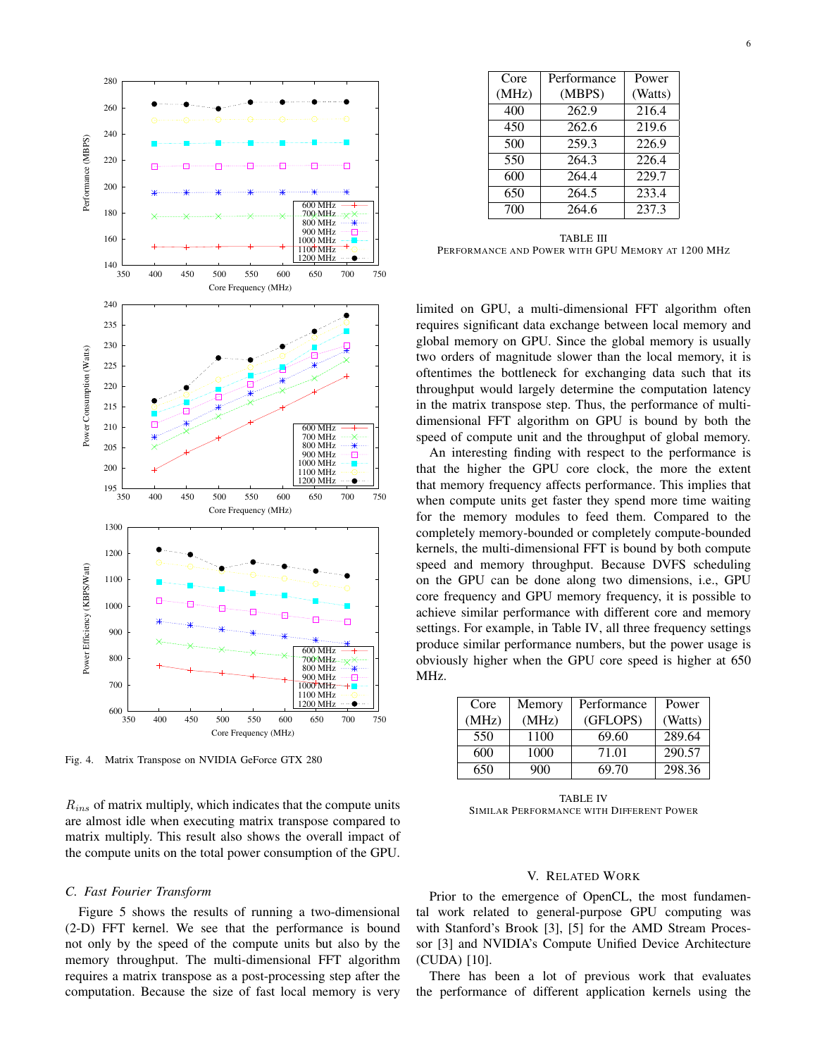Fig. 4. Matrix Transpose on NVIDIA GeForce GTX 280

$R_{ins}$ of matrix multiply, which indicates that the compute units are almost idle when executing matrix transpose compared to matrix multiply. This result also shows the overall impact of the compute units on the total power consumption of the GPU.

### C. Fast Fourier Transform

Figure 5 shows the results of running a two-dimensional (2-D) FFT kernel. We see that the performance is bound not only by the speed of the compute units but also by the memory throughput. The multi-dimensional FFT algorithm requires a matrix transpose as a post-processing step after the computation. Because the size of fast local memory is very limited on GPU, a multi-dimensional FFT algorithm often requires significant data exchange between local memory and global memory on GPU. Since the global memory is usually two orders of magnitude slower than the local memory, it is oftentimes the bottleneck for exchanging data such that its throughput would largely determine the computation latency in the matrix transpose step. Thus, the performance of multi-dimensional FFT algorithm on GPU is bound by both the speed of compute unit and the throughput of global memory.

| Core (MHz) | Performance (MBPS) | Power (Watts) |
|---|---|---|
| 400 | 262.9 | 216.4 |
| 450 | 262.6 | 219.6 |
| 500 | 259.3 | 226.9 |
| 550 | 264.3 | 226.4 |
| 600 | 264.4 | 229.7 |
| 650 | 264.5 | 233.4 |
| 700 | 264.6 | 237.3 |

TABLE III
PERFORMANCE AND POWER WITH GPU MEMORY AT 1200 MHZ

An interesting finding with respect to the performance is that the higher the GPU core clock, the more the extent that memory frequency affects performance. This implies that when compute units get faster they spend more time waiting for the memory modules to feed them. Compared to the completely memory-bounded or completely compute-bounded kernels, the multi-dimensional FFT is bound by both compute speed and memory throughput. Because DVFS scheduling on the GPU can be done along two dimensions, i.e., GPU core frequency and GPU memory frequency, it is possible to achieve similar performance with different core and memory settings. For example, in Table IV, all three frequency settings produce similar performance numbers, but the power usage is obviously higher when the GPU core speed is higher at 650 MHz.

| Core (MHz) | Memory (MHz) | Performance (GFLOPS) | Power (Watts) |
|---|---|---|---|
| 550 | 1100 | 69.60 | 289.64 |
| 600 | 1000 | 71.01 | 290.57 |
| 650 | 900 | 69.70 | 298.36 |

TABLE IV
SIMILAR PERFORMANCE WITH DIFFERENT POWER

## V. RELATED WORK

Prior to the emergence of OpenCL, the most fundamental work related to general-purpose GPU computing was with Stanford's Brook [3], [5] for the AMD Stream Processor [3] and NVIDIA's Compute Unified Device Architecture (CUDA) [10].

There has been a lot of previous work that evaluates the performance of different application kernels using the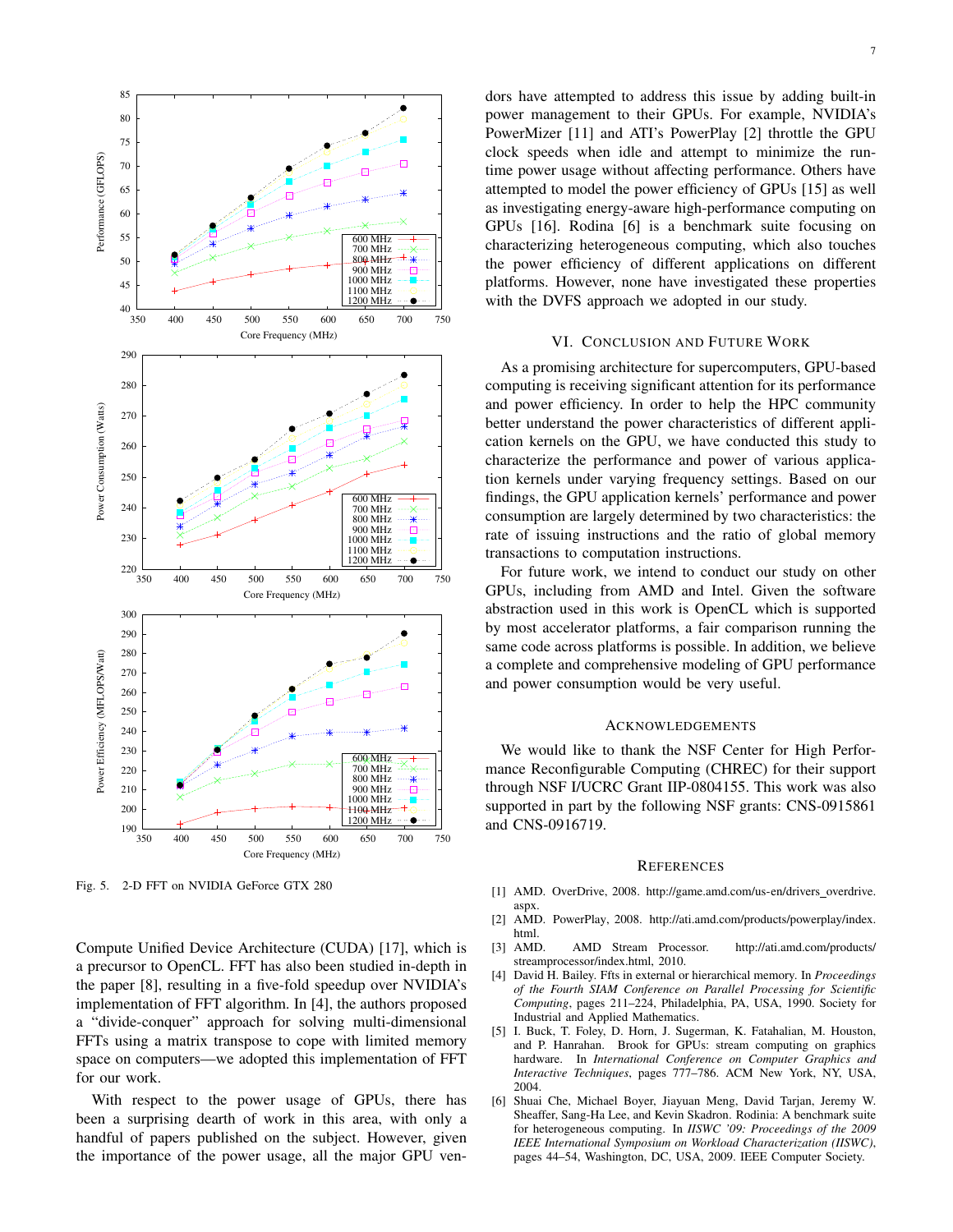Fig. 5. 2-D FFT on NVIDIA GeForce GTX 280

Compute Unified Device Architecture (CUDA) [17], which is a precursor to OpenCL. FFT has also been studied in-depth in the paper [8], resulting in a five-fold speedup over NVIDIA's implementation of FFT algorithm. In [4], the authors proposed a "divide-conquer" approach for solving multi-dimensional FFTs using a matrix transpose to cope with limited memory space on computers—we adopted this implementation of FFT for our work.

With respect to the power usage of GPUs, there has been a surprising dearth of work in this area, with only a handful of papers published on the subject. However, given the importance of the power usage, all the major GPU vendors have attempted to address this issue by adding built-in power management to their GPUs. For example, NVIDIA's PowerMizer [11] and ATI's PowerPlay [2] throttle the GPU clock speeds when idle and attempt to minimize the run-time power usage without affecting performance. Others have attempted to model the power efficiency of GPUs [15] as well as investigating energy-aware high-performance computing on GPUs [16]. Rodina [6] is a benchmark suite focusing on characterizing heterogeneous computing, which also touches the power efficiency of different applications on different platforms. However, none have investigated these properties with the DVFS approach we adopted in our study.

## VI. Conclusion and Future Work

As a promising architecture for supercomputers, GPU-based computing is receiving significant attention for its performance and power efficiency. In order to help the HPC community better understand the power characteristics of different application kernels on the GPU, we have conducted this study to characterize the performance and power of various application kernels under varying frequency settings. Based on our findings, the GPU application kernels' performance and power consumption are largely determined by two characteristics: the rate of issuing instructions and the ratio of global memory transactions to computation instructions.

For future work, we intend to conduct our study on other GPUs, including from AMD and Intel. Given the software abstraction used in this work is OpenCL which is supported by most accelerator platforms, a fair comparison running the same code across platforms is possible. In addition, we believe a complete and comprehensive modeling of GPU performance and power consumption would be very useful.

## Acknowledgements

We would like to thank the NSF Center for High Performance Reconfigurable Computing (CHREC) for their support through NSF I/UCRC Grant IIP-0804155. This work was also supported in part by the following NSF grants: CNS-0915861 and CNS-0916719.

## References

[1] AMD. OverDrive, 2008. http://game.amd.com/us-en/drivers_overdrive.aspx.

[2] AMD. PowerPlay, 2008. http://ati.amd.com/products/powerplay/index.html.

[3] AMD. AMD Stream Processor. http://ati.amd.com/products/streamprocessor/index.html, 2010.

[4] David H. Bailey. Ffts in external or hierarchical memory. In *Proceedings of the Fourth SIAM Conference on Parallel Processing for Scientific Computing*, pages 211–224, Philadelphia, PA, USA, 1990. Society for Industrial and Applied Mathematics.

[5] I. Buck, T. Foley, D. Horn, J. Sugerman, K. Fatahalian, M. Houston, and P. Hanrahan. Brook for GPUs: stream computing on graphics hardware. In *International Conference on Computer Graphics and Interactive Techniques*, pages 777–786. ACM New York, NY, USA, 2004.

[6] Shuai Che, Michael Boyer, Jiayuan Meng, David Tarjan, Jeremy W. Sheaffer, Sang-Ha Lee, and Kevin Skadron. Rodinia: A benchmark suite for heterogeneous computing. In *IISWC '09: Proceedings of the 2009 IEEE International Symposium on Workload Characterization (IISWC)*, pages 44–54, Washington, DC, USA, 2009. IEEE Computer Society.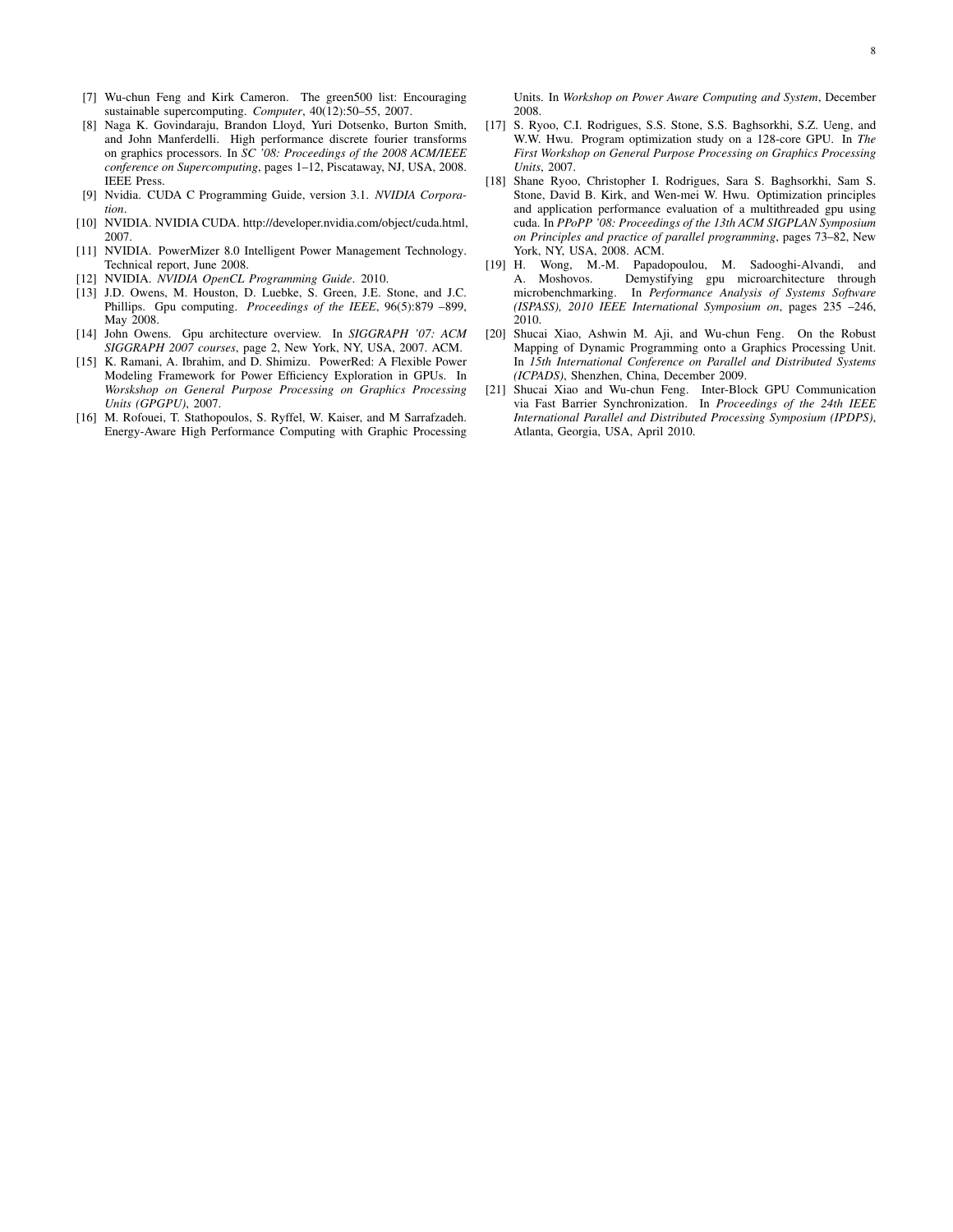[7] Wu-chun Feng and Kirk Cameron. The green500 list: Encouraging sustainable supercomputing. *Computer*, 40(12):50–55, 2007.

[8] Naga K. Govindaraju, Brandon Lloyd, Yuri Dotsenko, Burton Smith, and John Manferdelli. High performance discrete fourier transforms on graphics processors. In *SC '08: Proceedings of the 2008 ACM/IEEE conference on Supercomputing*, pages 1–12, Piscataway, NJ, USA, 2008. IEEE Press.

[9] Nvidia. CUDA C Programming Guide, version 3.1. *NVIDIA Corporation*.

[10] NVIDIA. NVIDIA CUDA. http://developer.nvidia.com/object/cuda.html, 2007.

[11] NVIDIA. PowerMizer 8.0 Intelligent Power Management Technology. Technical report, June 2008.

[12] NVIDIA. *NVIDIA OpenCL Programming Guide*. 2010.

[13] J.D. Owens, M. Houston, D. Luebke, S. Green, J.E. Stone, and J.C. Phillips. Gpu computing. *Proceedings of the IEEE*, 96(5):879 –899, May 2008.

[14] John Owens. Gpu architecture overview. In *SIGGRAPH '07: ACM SIGGRAPH 2007 courses*, page 2, New York, NY, USA, 2007. ACM.

[15] K. Ramani, A. Ibrahim, and D. Shimizu. PowerRed: A Flexible Power Modeling Framework for Power Efficiency Exploration in GPUs. In *Worskshop on General Purpose Processing on Graphics Processing Units (GPGPU)*, 2007.

[16] M. Rofouei, T. Stathopoulos, S. Ryffel, W. Kaiser, and M Sarrafzadeh. Energy-Aware High Performance Computing with Graphic Processing Units. In *Workshop on Power Aware Computing and System*, December 2008.

[17] S. Ryoo, C.I. Rodrigues, S.S. Stone, S.S. Baghsorkhi, S.Z. Ueng, and W.W. Hwu. Program optimization study on a 128-core GPU. In *The First Workshop on General Purpose Processing on Graphics Processing Units*, 2007.

[18] Shane Ryoo, Christopher I. Rodrigues, Sara S. Baghsorkhi, Sam S. Stone, David B. Kirk, and Wen-mei W. Hwu. Optimization principles and application performance evaluation of a multithreaded gpu using cuda. In *PPoPP '08: Proceedings of the 13th ACM SIGPLAN Symposium on Principles and practice of parallel programming*, pages 73–82, New York, NY, USA, 2008. ACM.

[19] H. Wong, M.-M. Papadopoulou, M. Sadooghi-Alvandi, and A. Moshovos. Demystifying gpu microarchitecture through microbenchmarking. In *Performance Analysis of Systems Software (ISPASS), 2010 IEEE International Symposium on*, pages 235 –246, 2010.

[20] Shucai Xiao, Ashwin M. Aji, and Wu-chun Feng. On the Robust Mapping of Dynamic Programming onto a Graphics Processing Unit. In *15th International Conference on Parallel and Distributed Systems (ICPADS)*, Shenzhen, China, December 2009.

[21] Shucai Xiao and Wu-chun Feng. Inter-Block GPU Communication via Fast Barrier Synchronization. In *Proceedings of the 24th IEEE International Parallel and Distributed Processing Symposium (IPDPS)*, Atlanta, Georgia, USA, April 2010.